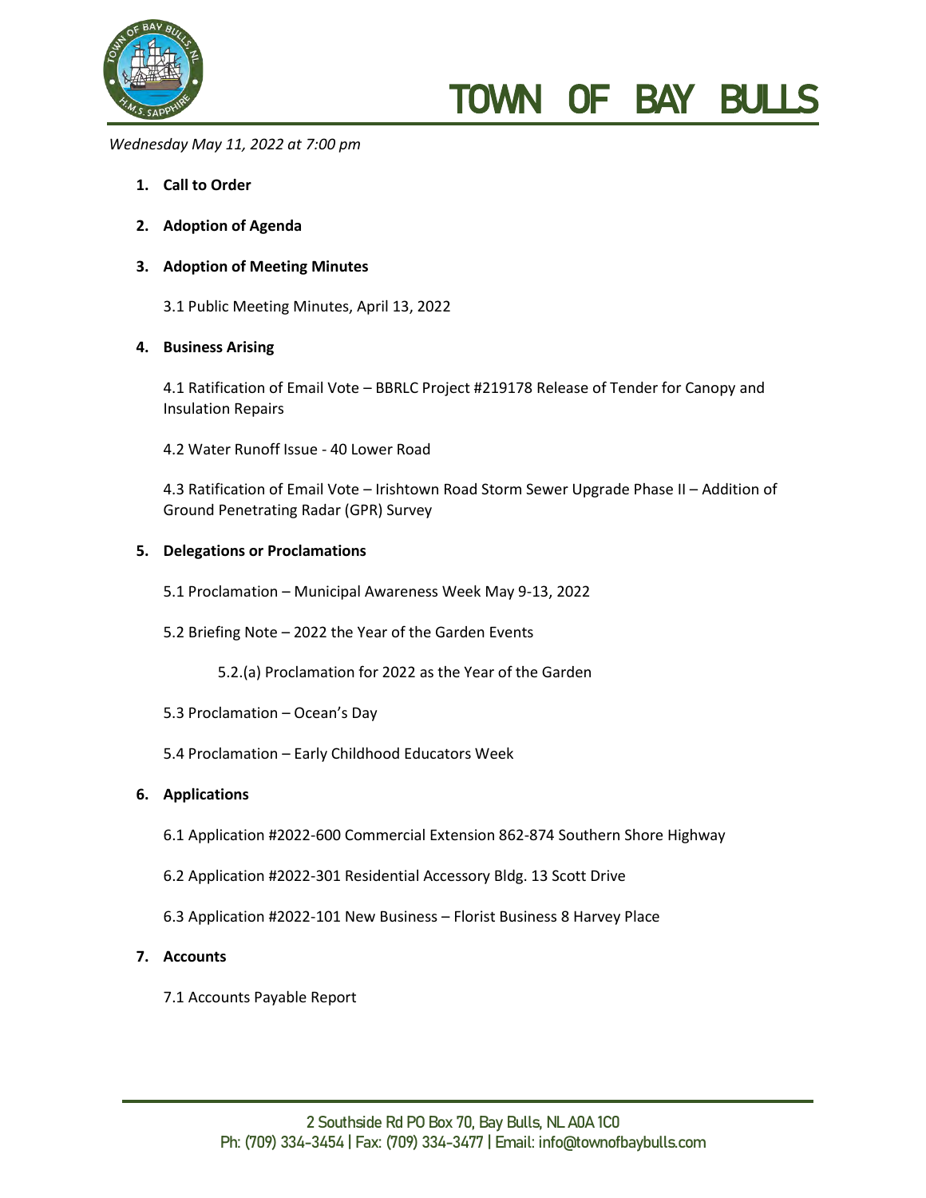# TOWN OF BAY BULLS

*Wednesday May 11, 2022 at 7:00 pm*

1. **Call to Order**

2. **Adoption of Agenda**

3. **Adoption of Meeting Minutes**

   3.1 Public Meeting Minutes, April 13, 2022

4. **Business Arising**

   4.1 Ratification of Email Vote – BBRLC Project #219178 Release of Tender for Canopy and Insulation Repairs

   4.2 Water Runoff Issue - 40 Lower Road

   4.3 Ratification of Email Vote – Irishtown Road Storm Sewer Upgrade Phase II – Addition of Ground Penetrating Radar (GPR) Survey

5. **Delegations or Proclamations**

   5.1 Proclamation – Municipal Awareness Week May 9-13, 2022

   5.2 Briefing Note – 2022 the Year of the Garden Events

      5.2.(a) Proclamation for 2022 as the Year of the Garden

   5.3 Proclamation – Ocean's Day

   5.4 Proclamation – Early Childhood Educators Week

6. **Applications**

   6.1 Application #2022-600 Commercial Extension 862-874 Southern Shore Highway

   6.2 Application #2022-301 Residential Accessory Bldg. 13 Scott Drive

   6.3 Application #2022-101 New Business – Florist Business 8 Harvey Place

7. **Accounts**

   7.1 Accounts Payable Report

2 Southside Rd PO Box 70, Bay Bulls, NL A0A 1C0
Ph: (709) 334-3454 | Fax: (709) 334-3477 | Email: info@townofbaybulls.com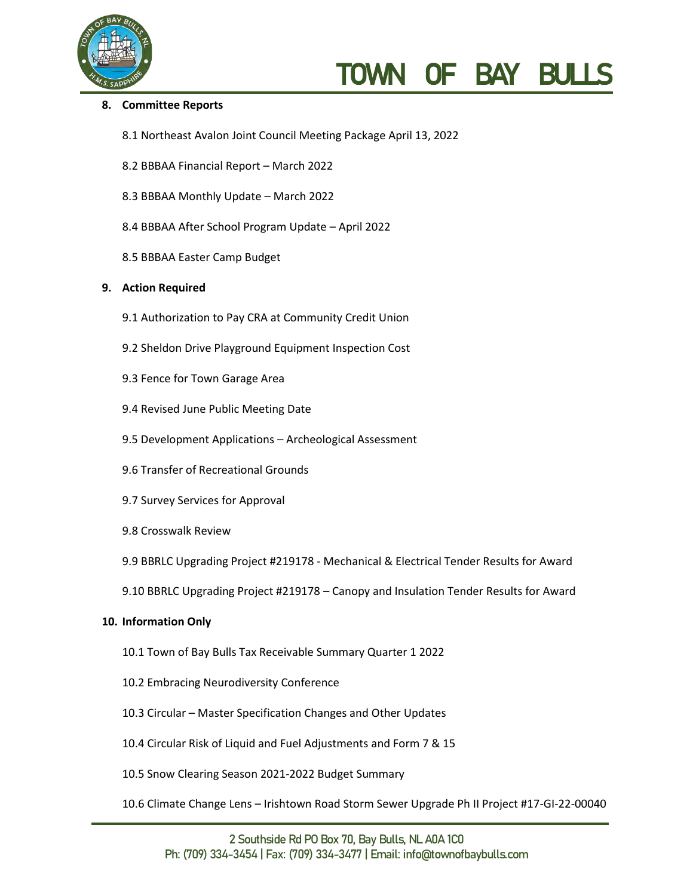**8. Committee Reports**

8.1 Northeast Avalon Joint Council Meeting Package April 13, 2022

8.2 BBBAA Financial Report – March 2022

8.3 BBBAA Monthly Update – March 2022

8.4 BBBAA After School Program Update – April 2022

8.5 BBBAA Easter Camp Budget

**9. Action Required**

9.1 Authorization to Pay CRA at Community Credit Union

9.2 Sheldon Drive Playground Equipment Inspection Cost

9.3 Fence for Town Garage Area

9.4 Revised June Public Meeting Date

9.5 Development Applications – Archeological Assessment

9.6 Transfer of Recreational Grounds

9.7 Survey Services for Approval

9.8 Crosswalk Review

9.9 BBRLC Upgrading Project #219178 - Mechanical & Electrical Tender Results for Award

9.10 BBRLC Upgrading Project #219178 – Canopy and Insulation Tender Results for Award

**10. Information Only**

10.1 Town of Bay Bulls Tax Receivable Summary Quarter 1 2022

10.2 Embracing Neurodiversity Conference

10.3 Circular – Master Specification Changes and Other Updates

10.4 Circular Risk of Liquid and Fuel Adjustments and Form 7 & 15

10.5 Snow Clearing Season 2021-2022 Budget Summary

10.6 Climate Change Lens – Irishtown Road Storm Sewer Upgrade Ph II Project #17-GI-22-00040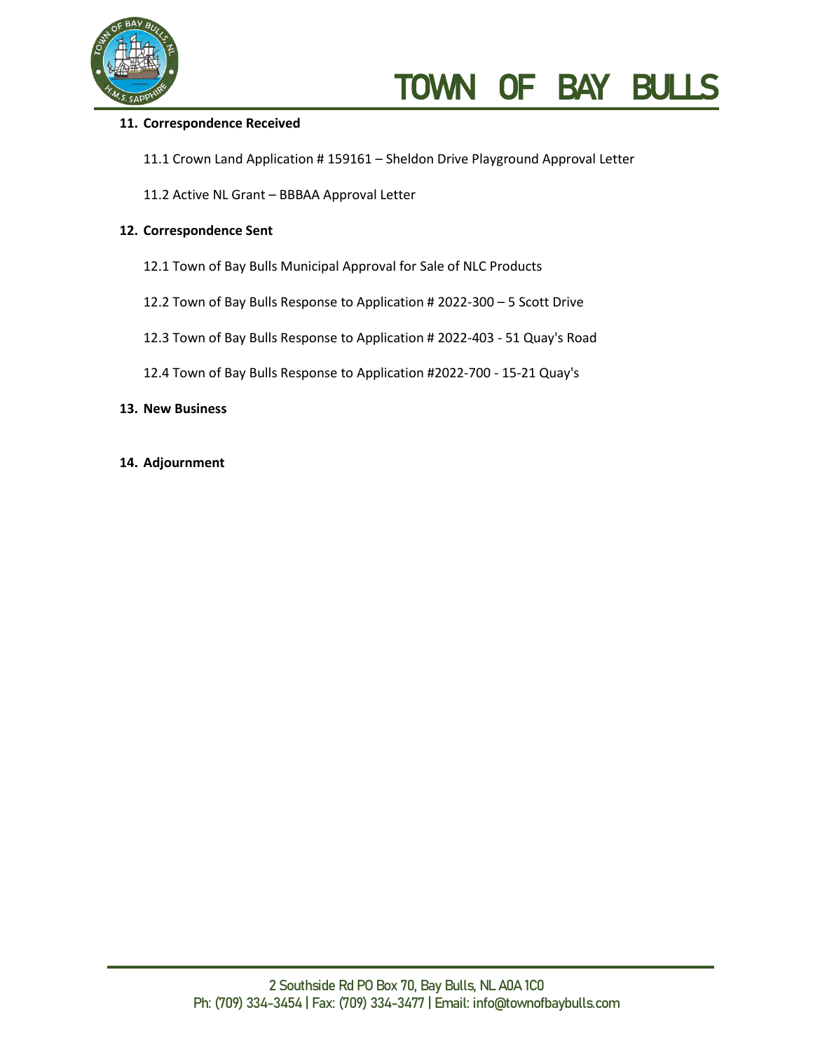**11. Correspondence Received**

11.1 Crown Land Application # 159161 – Sheldon Drive Playground Approval Letter

11.2 Active NL Grant – BBBAA Approval Letter

**12. Correspondence Sent**

12.1 Town of Bay Bulls Municipal Approval for Sale of NLC Products

12.2 Town of Bay Bulls Response to Application # 2022-300 – 5 Scott Drive

12.3 Town of Bay Bulls Response to Application # 2022-403 - 51 Quay's Road

12.4 Town of Bay Bulls Response to Application #2022-700 - 15-21 Quay's

**13. New Business**

**14. Adjournment**